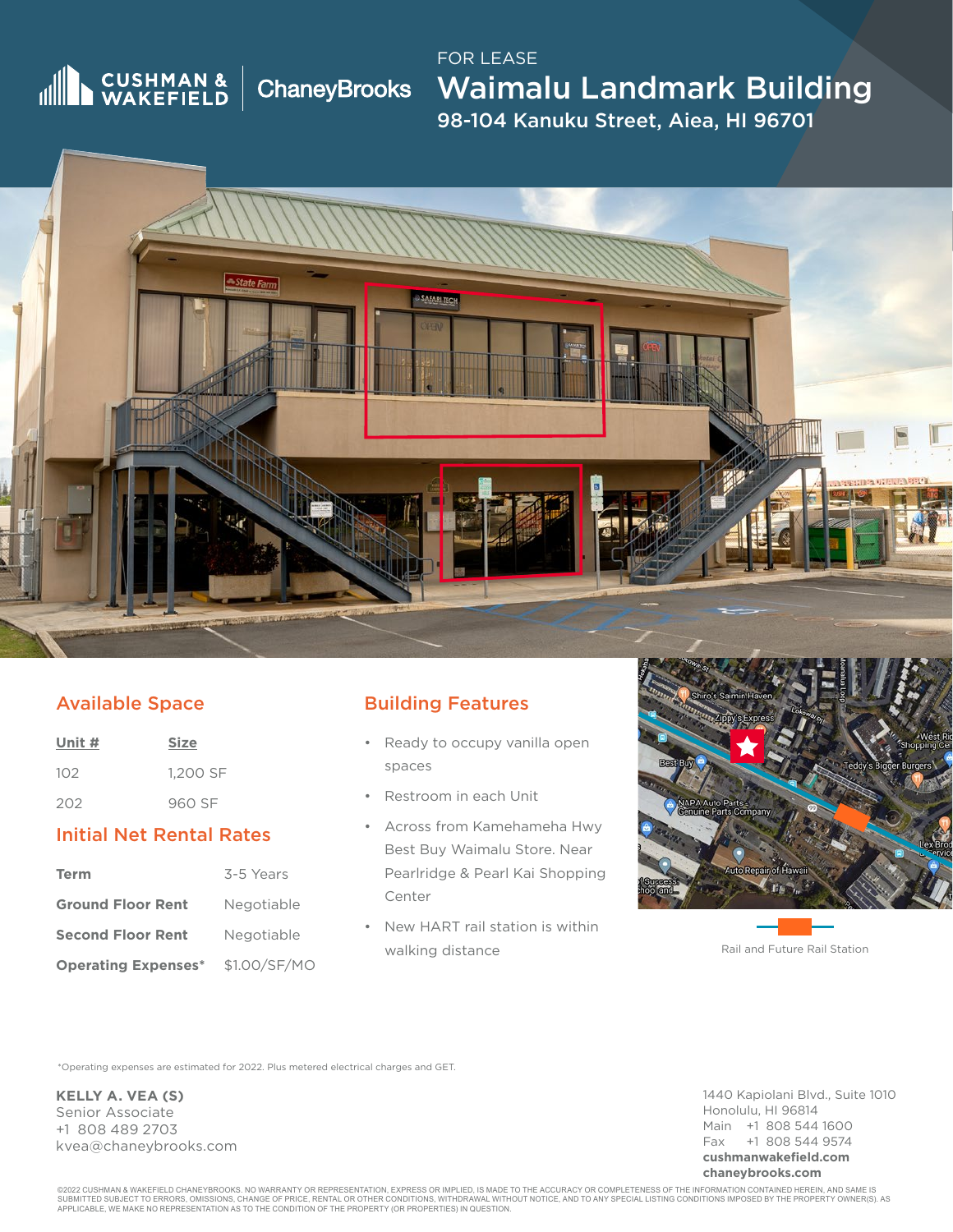CUSHMAN & WAKEFIELD | ChaneyBrooks

FOR LEASE

# Waimalu Landmark Building

98-104 Kanuku Street, Aiea, HI 96701

## Available Space

| Unit # | Size |
|---|---|
| 102 | 1,200 SF |
| 202 | 960 SF |

## Initial Net Rental Rates

| Term | 3-5 Years |
|---|---|
| **Ground Floor Rent** | Negotiable |
| **Second Floor Rent** | Negotiable |
| **Operating Expenses*** | $1.00/SF/MO |

## Building Features

- Ready to occupy vanilla open spaces
- Restroom in each Unit
- Across from Kamehameha Hwy Best Buy Waimalu Store. Near Pearlridge & Pearl Kai Shopping Center
- New HART rail station is within walking distance

Rail and Future Rail Station

*Operating expenses are estimated for 2022. Plus metered electrical charges and GET.

**KELLY A. VEA (S)**
Senior Associate
+1 808 489 2703
kvea@chaneybrooks.com

1440 Kapiolani Blvd., Suite 1010
Honolulu, HI 96814
Main +1 808 544 1600
Fax +1 808 544 9574
**cushmanwakefield.com**
**chaneybrooks.com**

©2022 CUSHMAN & WAKEFIELD CHANEYBROOKS. NO WARRANTY OR REPRESENTATION, EXPRESS OR IMPLIED, IS MADE TO THE ACCURACY OR COMPLETENESS OF THE INFORMATION CONTAINED HEREIN, AND SAME IS SUBMITTED SUBJECT TO ERRORS, OMISSIONS, CHANGE OF PRICE, RENTAL OR OTHER CONDITIONS, WITHDRAWAL WITHOUT NOTICE, AND TO ANY SPECIAL LISTING CONDITIONS IMPOSED BY THE PROPERTY OWNER(S). AS APPLICABLE, WE MAKE NO REPRESENTATION AS TO THE CONDITION OF THE PROPERTY (OR PROPERTIES) IN QUESTION.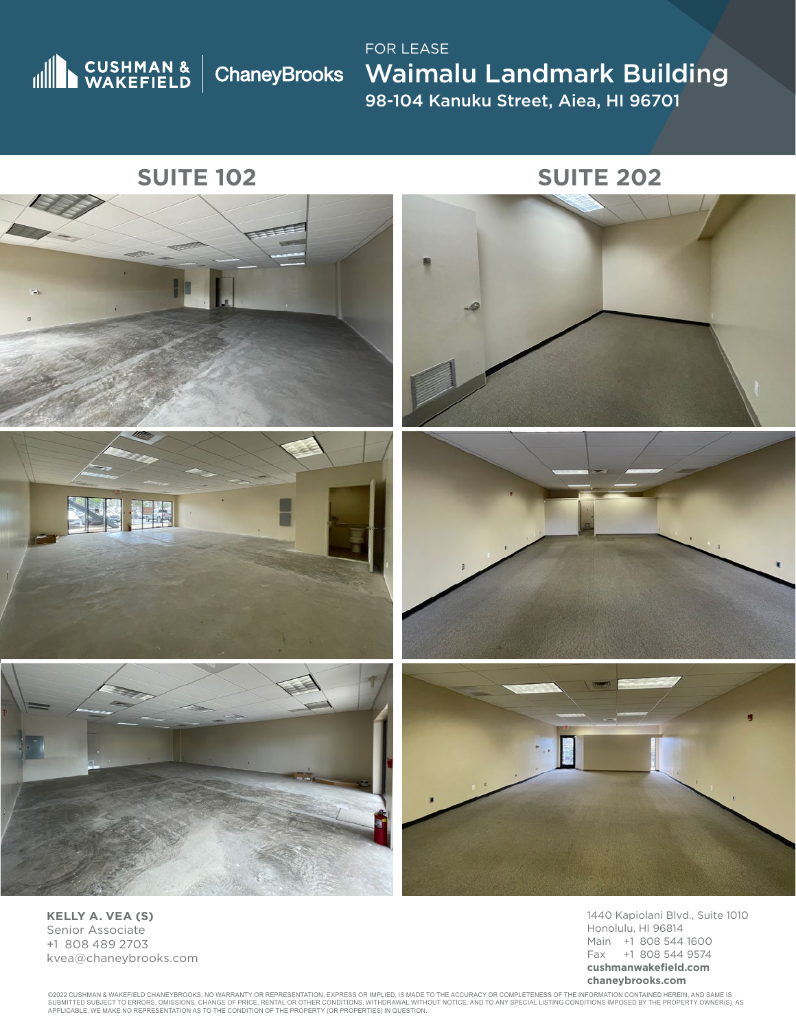CUSHMAN & WAKEFIELD | ChaneyBrooks

FOR LEASE

# Waimalu Landmark Building

98-104 Kanuku Street, Aiea, HI 96701

## SUITE 102

## SUITE 202

**KELLY A. VEA (S)**
Senior Associate
+1 808 489 2703
kvea@chaneybrooks.com

1440 Kapiolani Blvd., Suite 1010
Honolulu, HI 96814
Main +1 808 544 1600
Fax +1 808 544 9574
**cushmanwakefield.com**
**chaneybrooks.com**

©2022 CUSHMAN & WAKEFIELD CHANEYBROOKS. NO WARRANTY OR REPRESENTATION, EXPRESS OR IMPLIED, IS MADE TO THE ACCURACY OR COMPLETENESS OF THE INFORMATION CONTAINED HEREIN, AND SAME IS SUBMITTED SUBJECT TO ERRORS, OMISSIONS, CHANGE OF PRICE, RENTAL OR OTHER CONDITIONS, WITHDRAWAL WITHOUT NOTICE, AND TO ANY SPECIAL LISTING CONDITIONS IMPOSED BY THE PROPERTY OWNER(S). AS APPLICABLE, WE MAKE NO REPRESENTATION AS TO THE CONDITION OF THE PROPERTY (OR PROPERTIES) IN QUESTION.